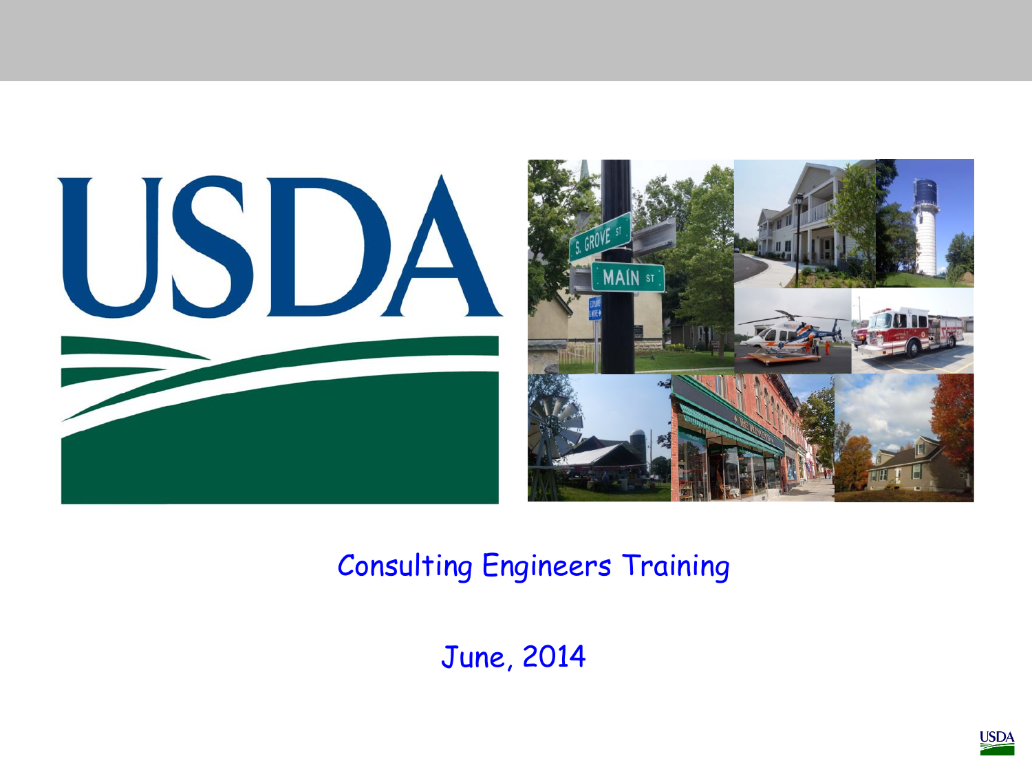Consulting Engineers Training

June, 2014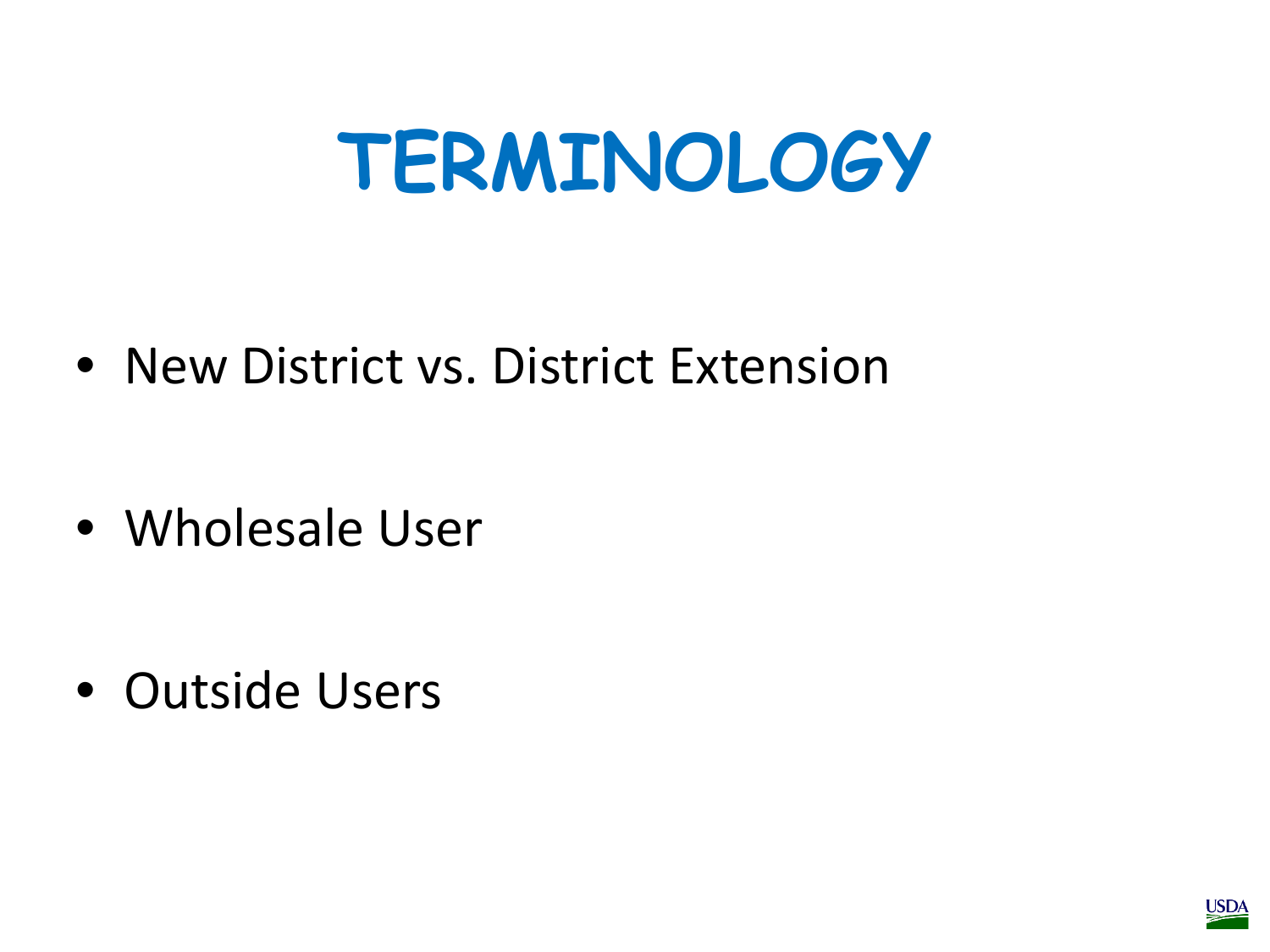# TERMINOLOGY

- New District vs. District Extension
- Wholesale User
- Outside Users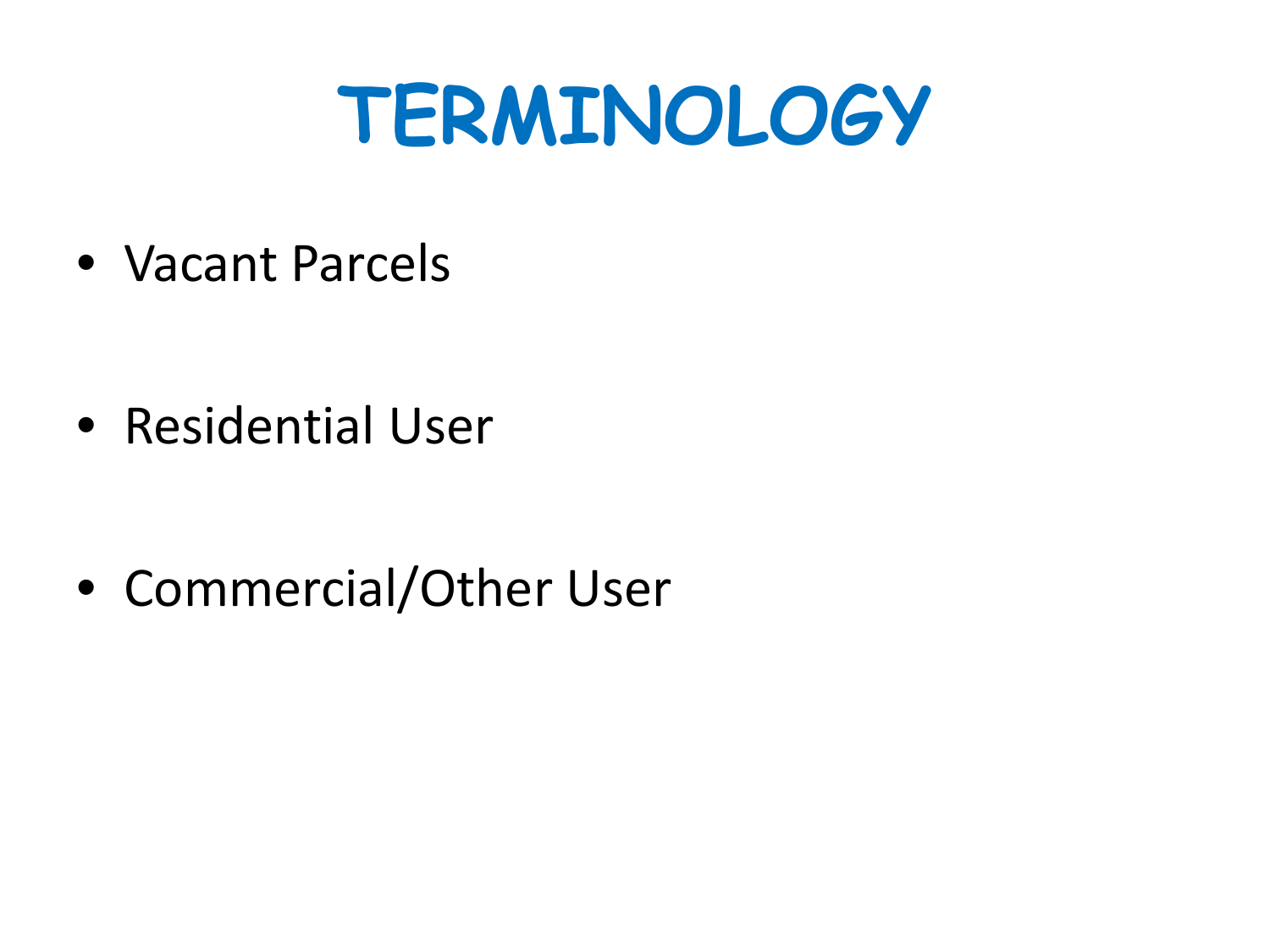# TERMINOLOGY

- Vacant Parcels
- Residential User
- Commercial/Other User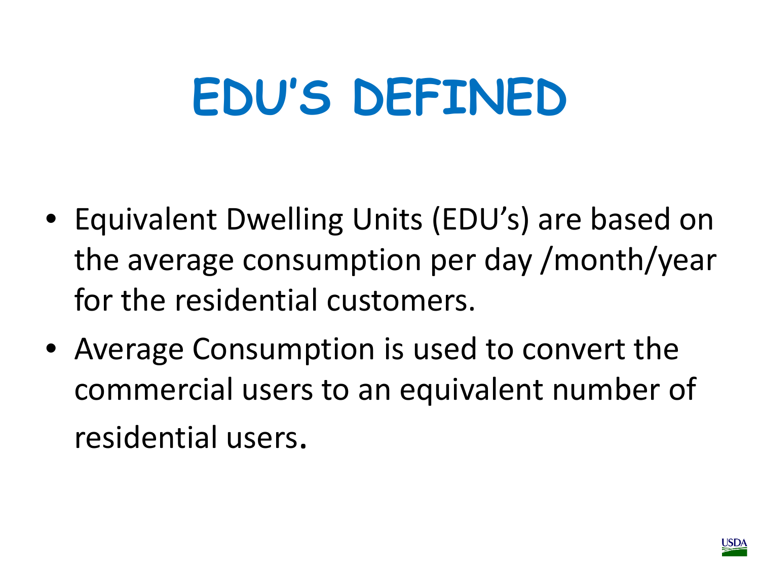# EDU'S DEFINED

- Equivalent Dwelling Units (EDU's) are based on the average consumption per day /month/year for the residential customers.
- Average Consumption is used to convert the commercial users to an equivalent number of residential users.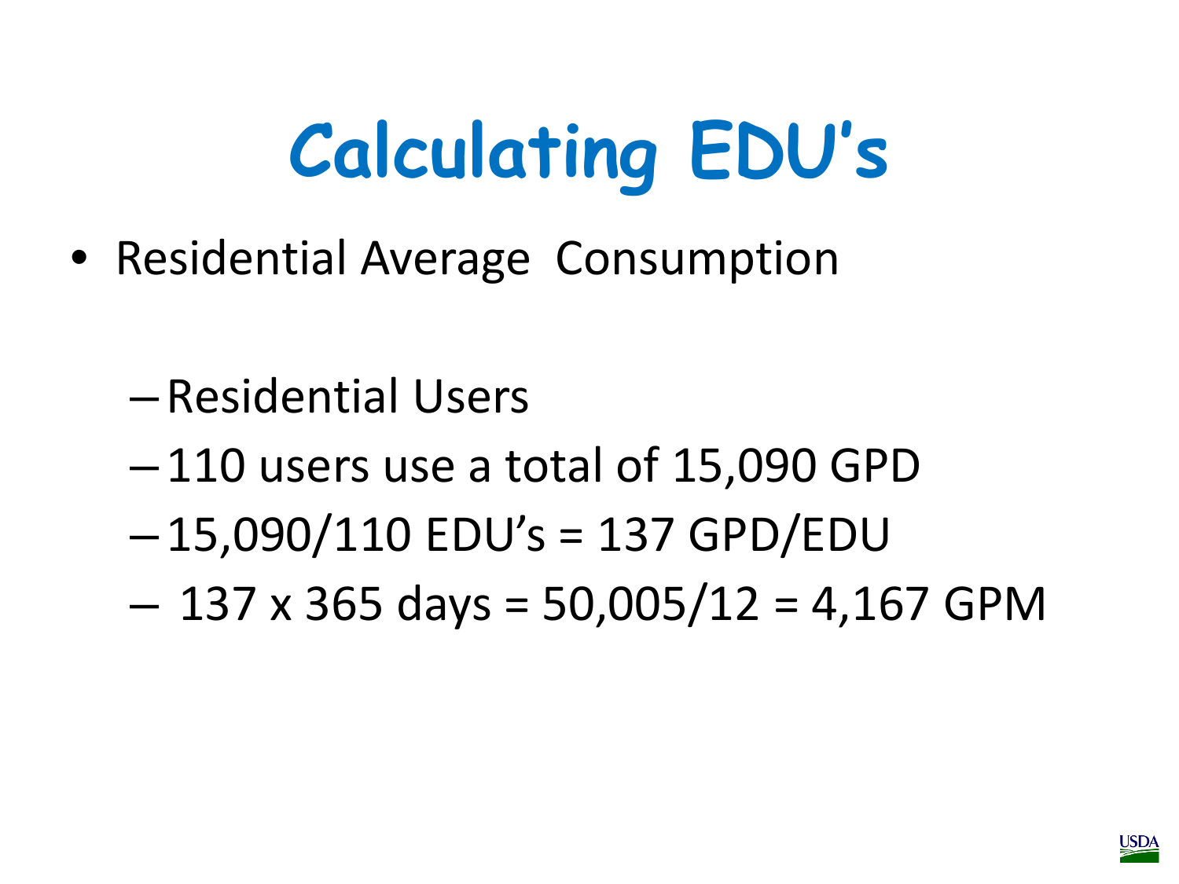# Calculating EDU's

- Residential Average Consumption
  - Residential Users
  - 110 users use a total of 15,090 GPD
  - 15,090/110 EDU's = 137 GPD/EDU
  - 137 x 365 days = 50,005/12 = 4,167 GPM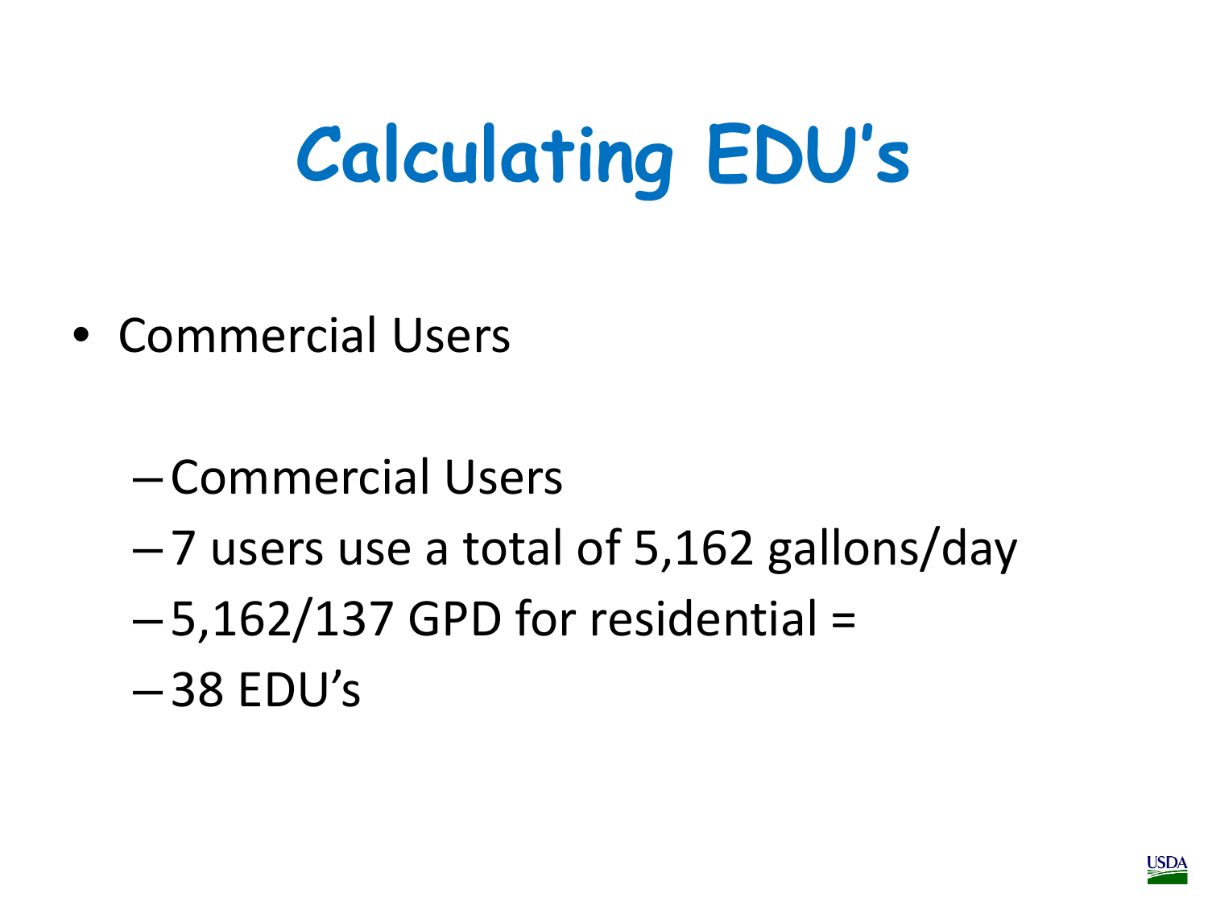# Calculating EDU's

- Commercial Users
  - Commercial Users
  - 7 users use a total of 5,162 gallons/day
  - 5,162/137 GPD for residential =
  - 38 EDU's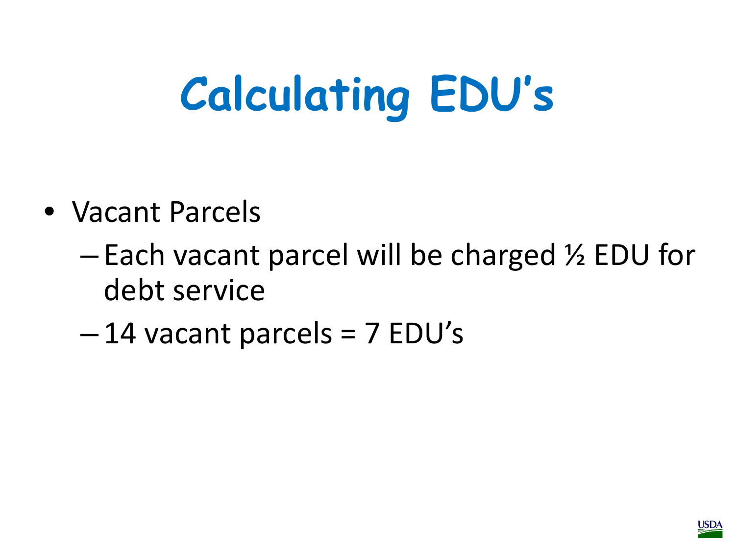# Calculating EDU's

- Vacant Parcels
  - Each vacant parcel will be charged ½ EDU for debt service
  - 14 vacant parcels = 7 EDU's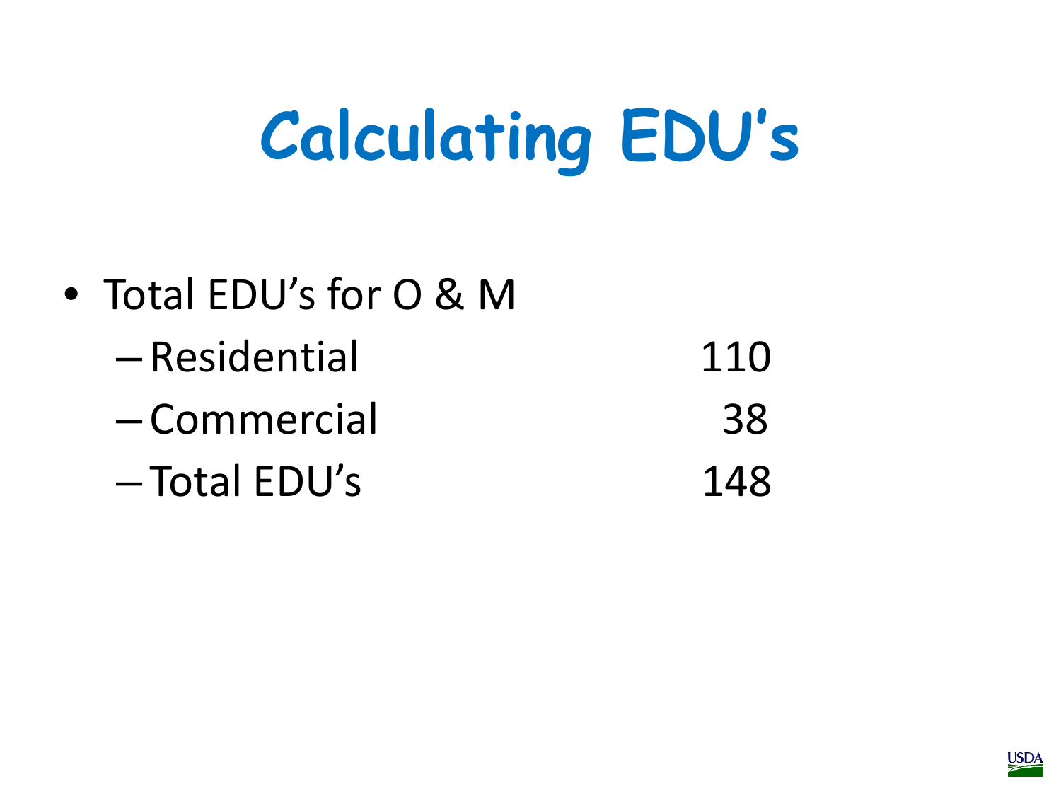# Calculating EDU's

- Total EDU's for O & M
  - Residential 110
  - Commercial 38
  - Total EDU's 148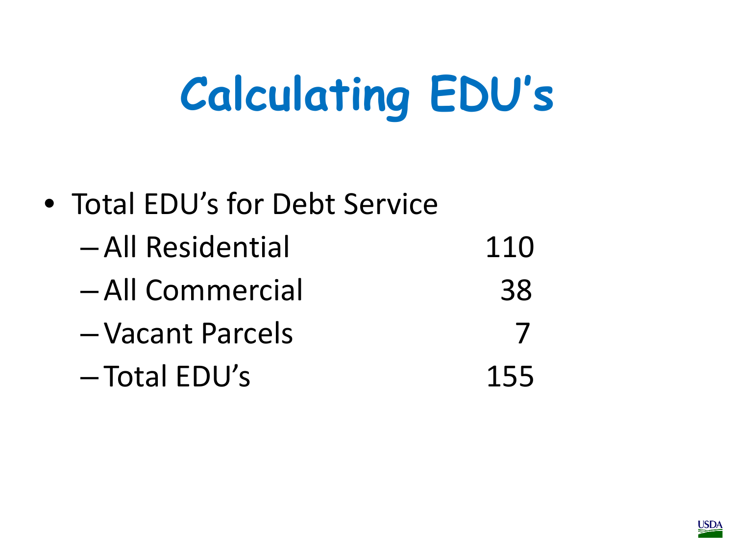# Calculating EDU's

- Total EDU's for Debt Service
  - All Residential 110
  - All Commercial 38
  - Vacant Parcels 7
  - Total EDU's 155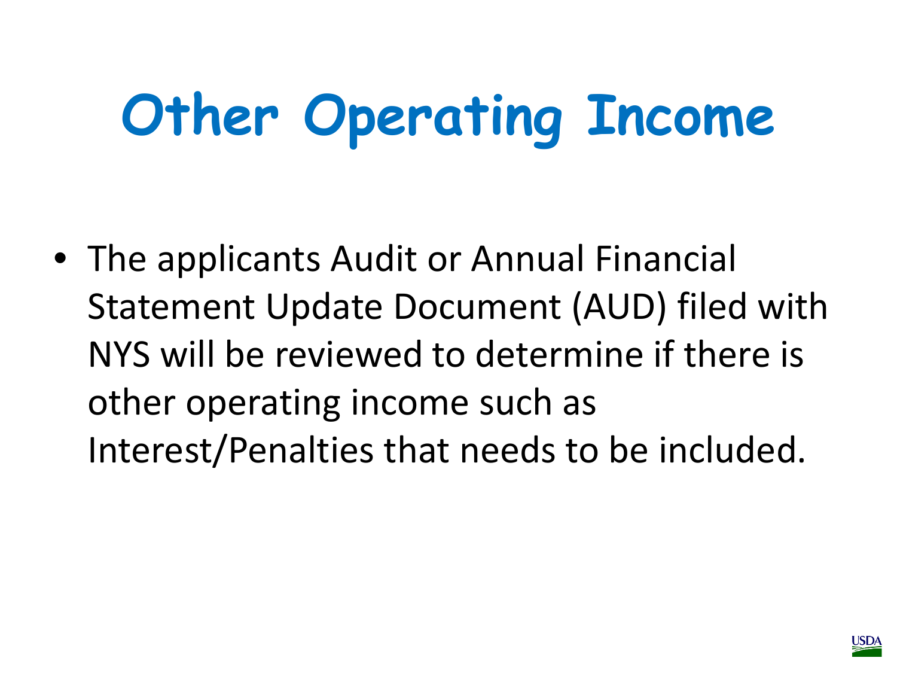# Other Operating Income

- The applicants Audit or Annual Financial Statement Update Document (AUD) filed with NYS will be reviewed to determine if there is other operating income such as Interest/Penalties that needs to be included.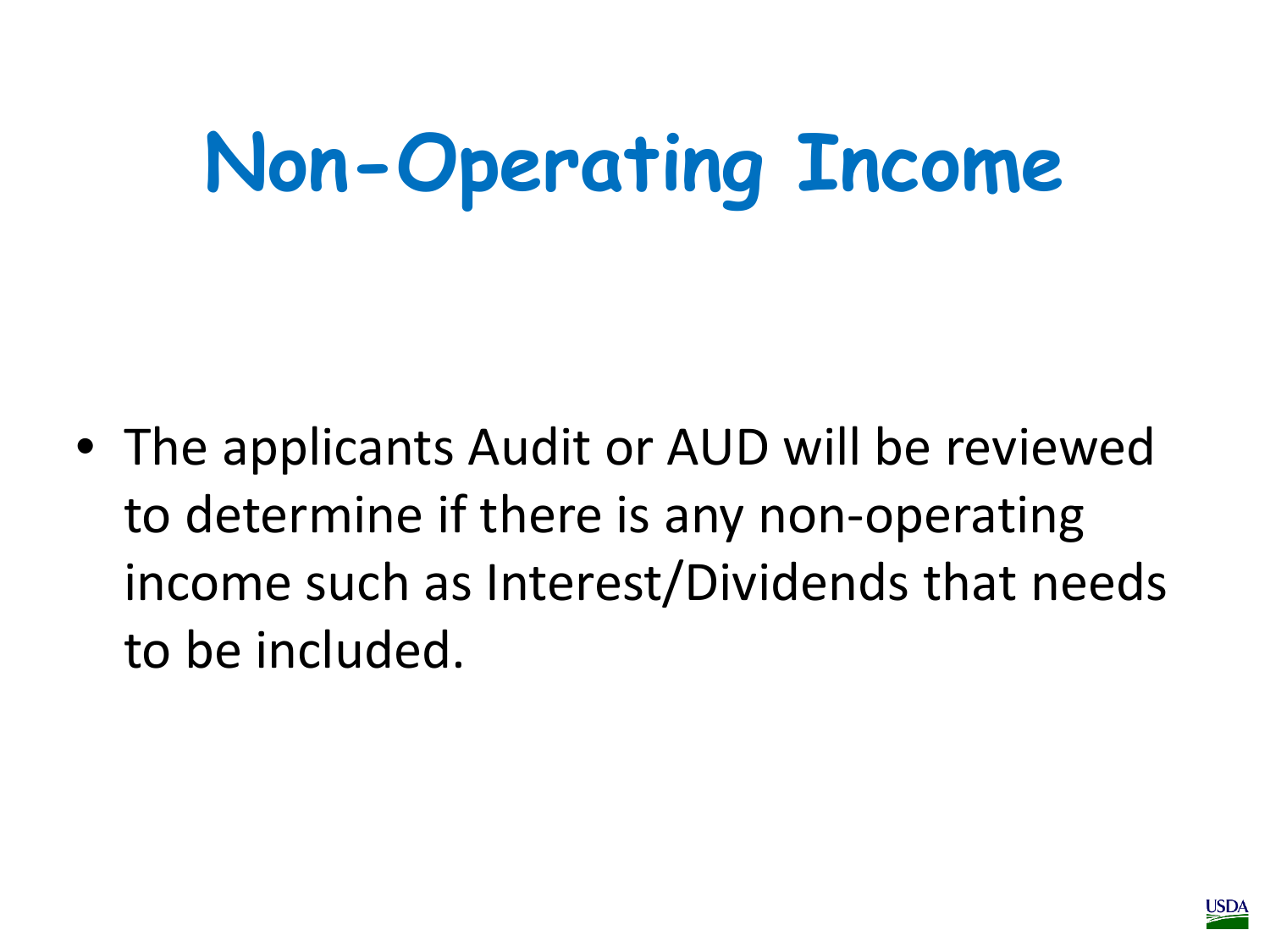# Non-Operating Income

- The applicants Audit or AUD will be reviewed to determine if there is any non-operating income such as Interest/Dividends that needs to be included.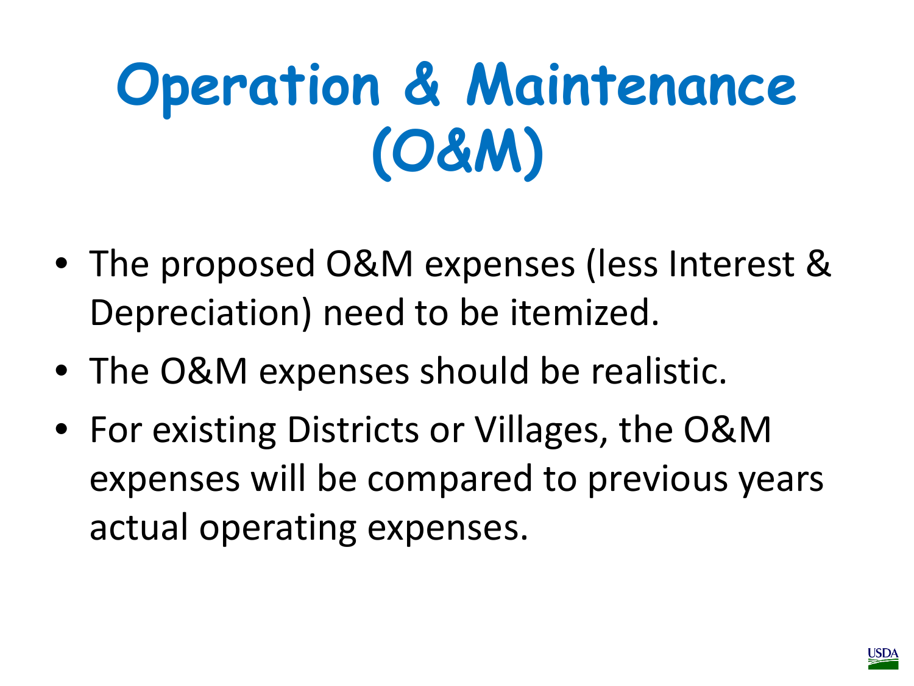# Operation & Maintenance (O&M)

- The proposed O&M expenses (less Interest & Depreciation) need to be itemized.
- The O&M expenses should be realistic.
- For existing Districts or Villages, the O&M expenses will be compared to previous years actual operating expenses.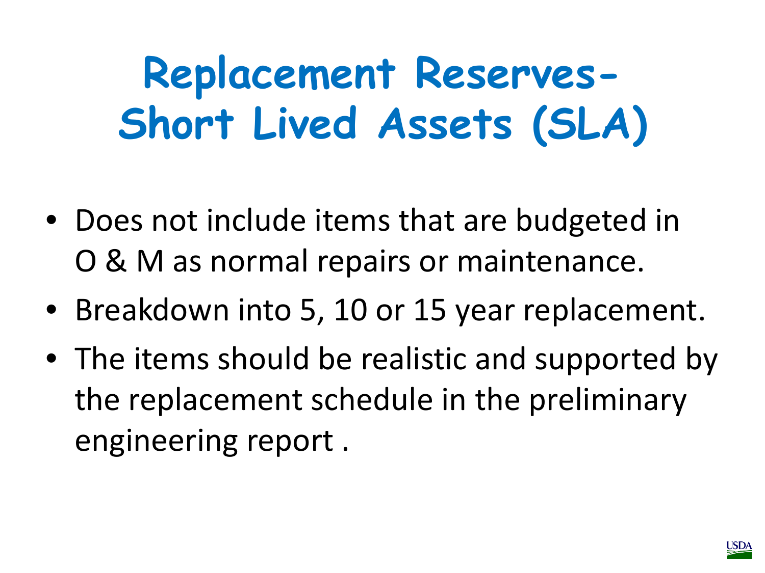# Replacement Reserves- Short Lived Assets (SLA)

- Does not include items that are budgeted in O & M as normal repairs or maintenance.
- Breakdown into 5, 10 or 15 year replacement.
- The items should be realistic and supported by the replacement schedule in the preliminary engineering report .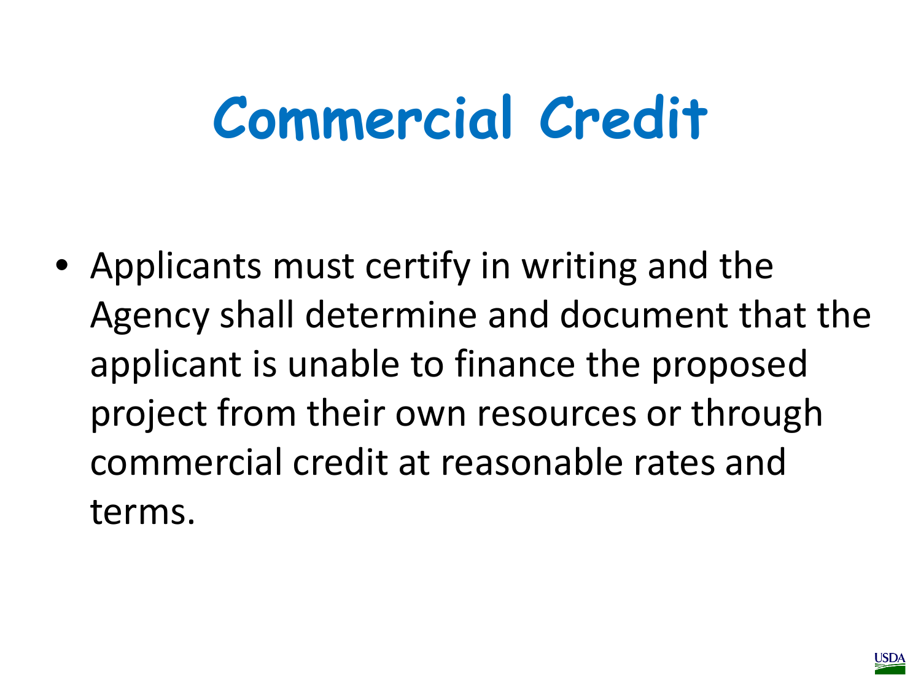# Commercial Credit

- Applicants must certify in writing and the Agency shall determine and document that the applicant is unable to finance the proposed project from their own resources or through commercial credit at reasonable rates and terms.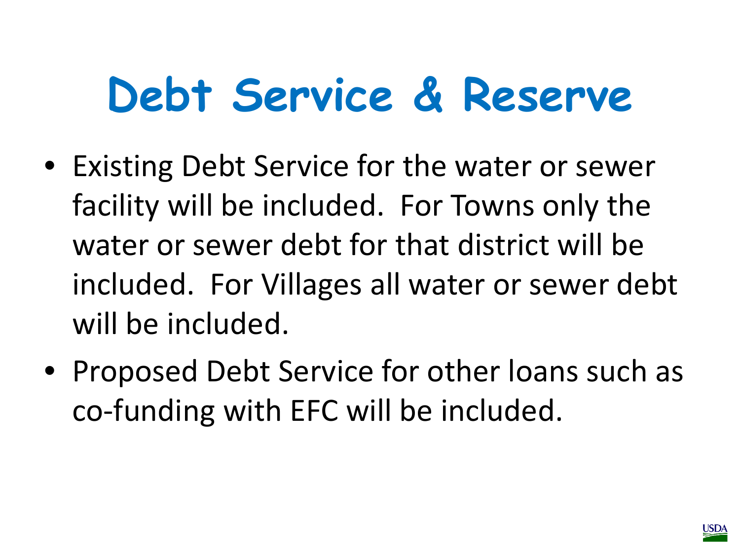# Debt Service & Reserve

- Existing Debt Service for the water or sewer facility will be included. For Towns only the water or sewer debt for that district will be included. For Villages all water or sewer debt will be included.
- Proposed Debt Service for other loans such as co-funding with EFC will be included.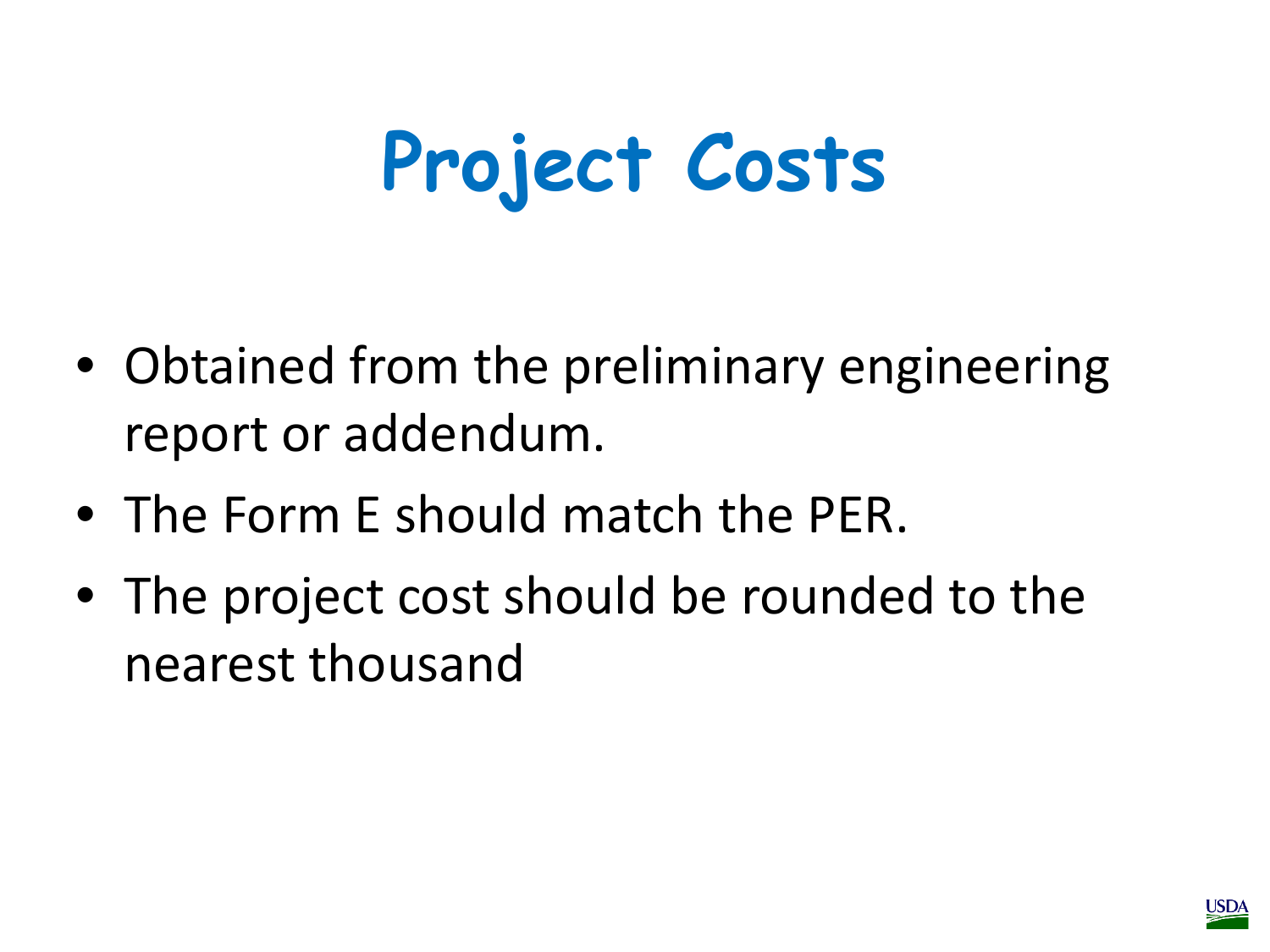# Project Costs

- Obtained from the preliminary engineering report or addendum.
- The Form E should match the PER.
- The project cost should be rounded to the nearest thousand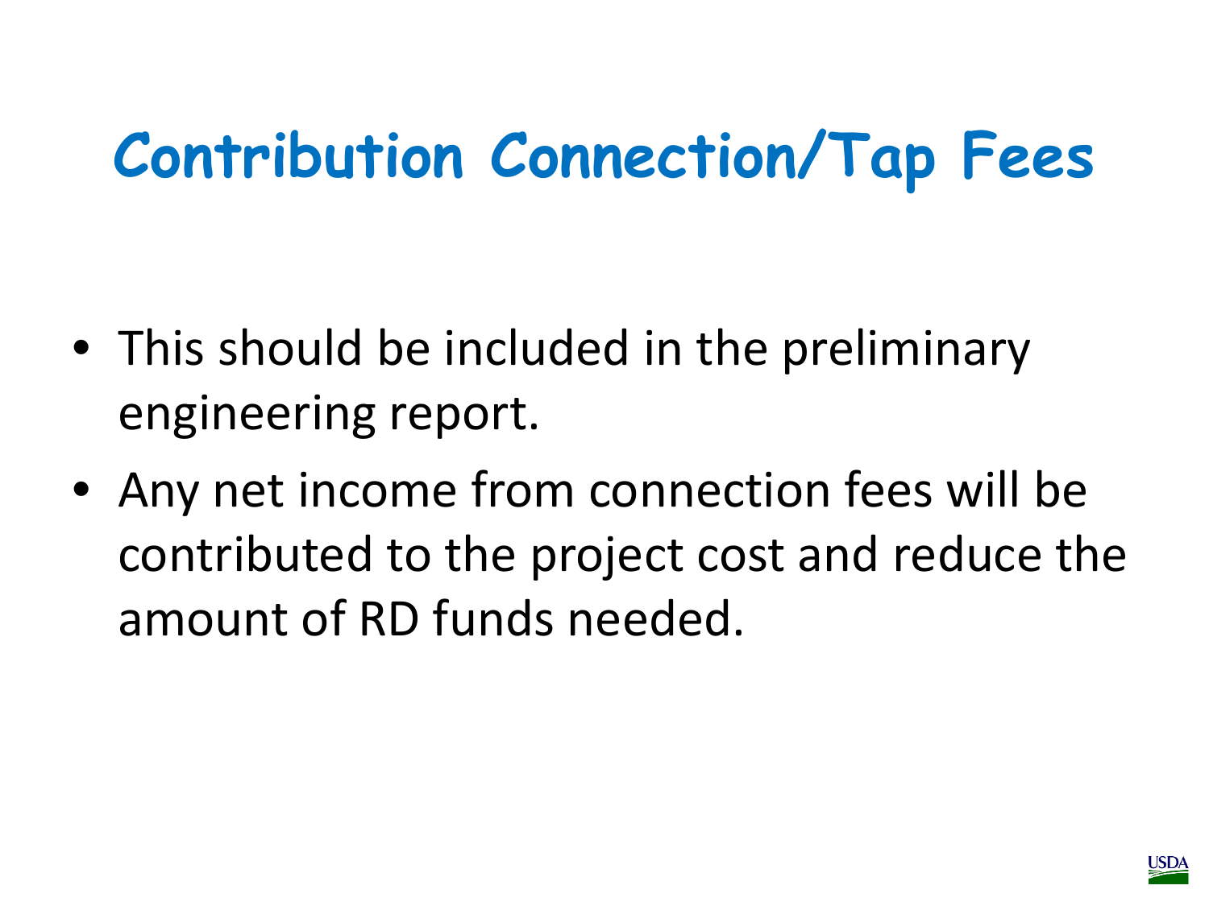# Contribution Connection/Tap Fees

- This should be included in the preliminary engineering report.
- Any net income from connection fees will be contributed to the project cost and reduce the amount of RD funds needed.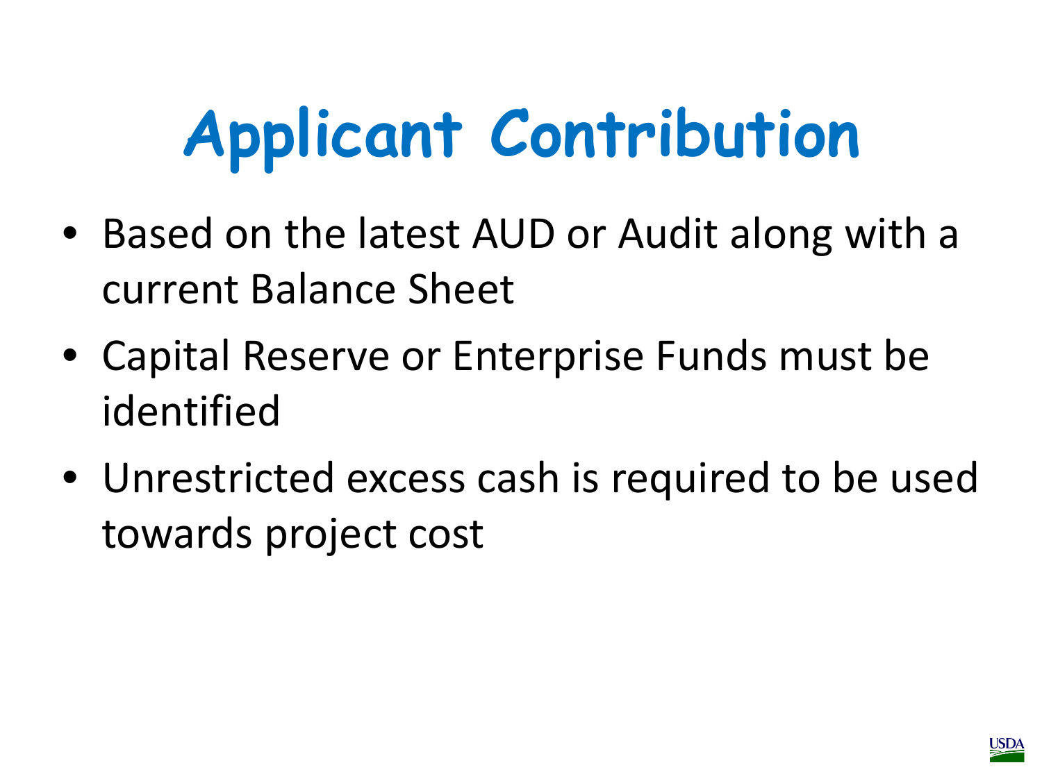# Applicant Contribution

- Based on the latest AUD or Audit along with a current Balance Sheet
- Capital Reserve or Enterprise Funds must be identified
- Unrestricted excess cash is required to be used towards project cost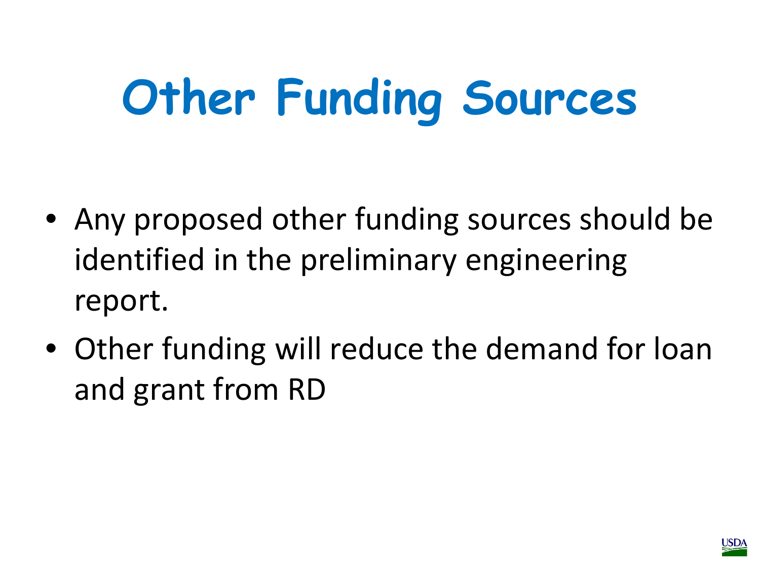# Other Funding Sources

- Any proposed other funding sources should be identified in the preliminary engineering report.
- Other funding will reduce the demand for loan and grant from RD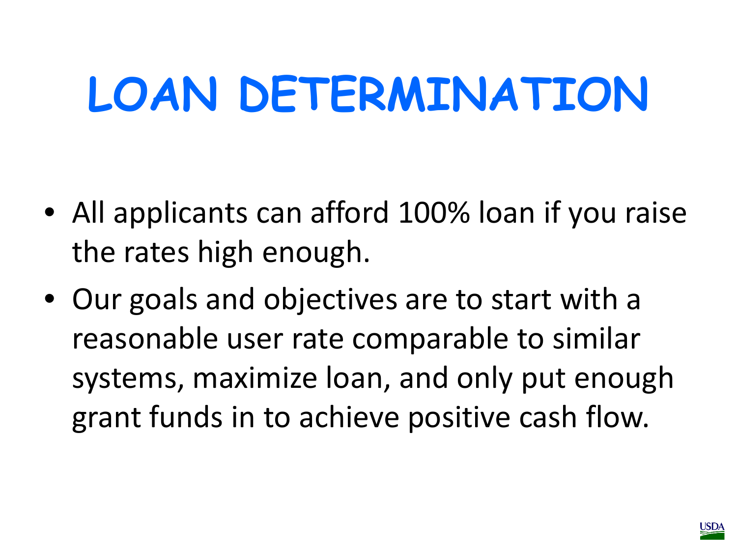# LOAN DETERMINATION

- All applicants can afford 100% loan if you raise the rates high enough.
- Our goals and objectives are to start with a reasonable user rate comparable to similar systems, maximize loan, and only put enough grant funds in to achieve positive cash flow.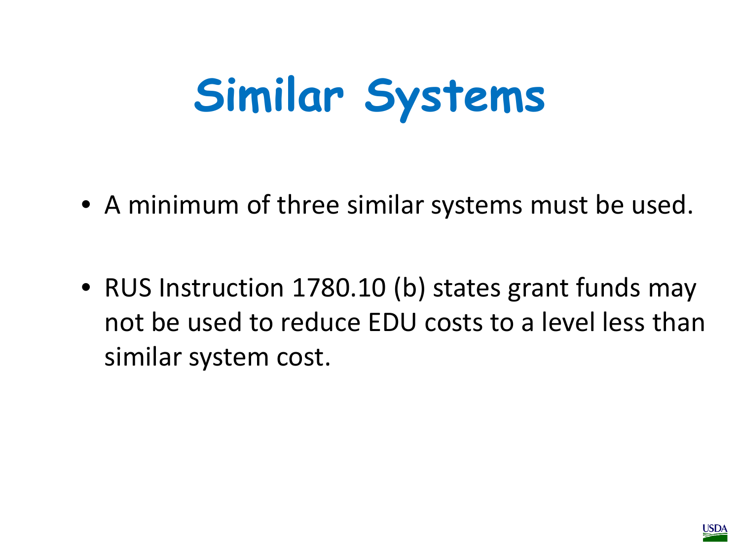# Similar Systems

- A minimum of three similar systems must be used.
- RUS Instruction 1780.10 (b) states grant funds may not be used to reduce EDU costs to a level less than similar system cost.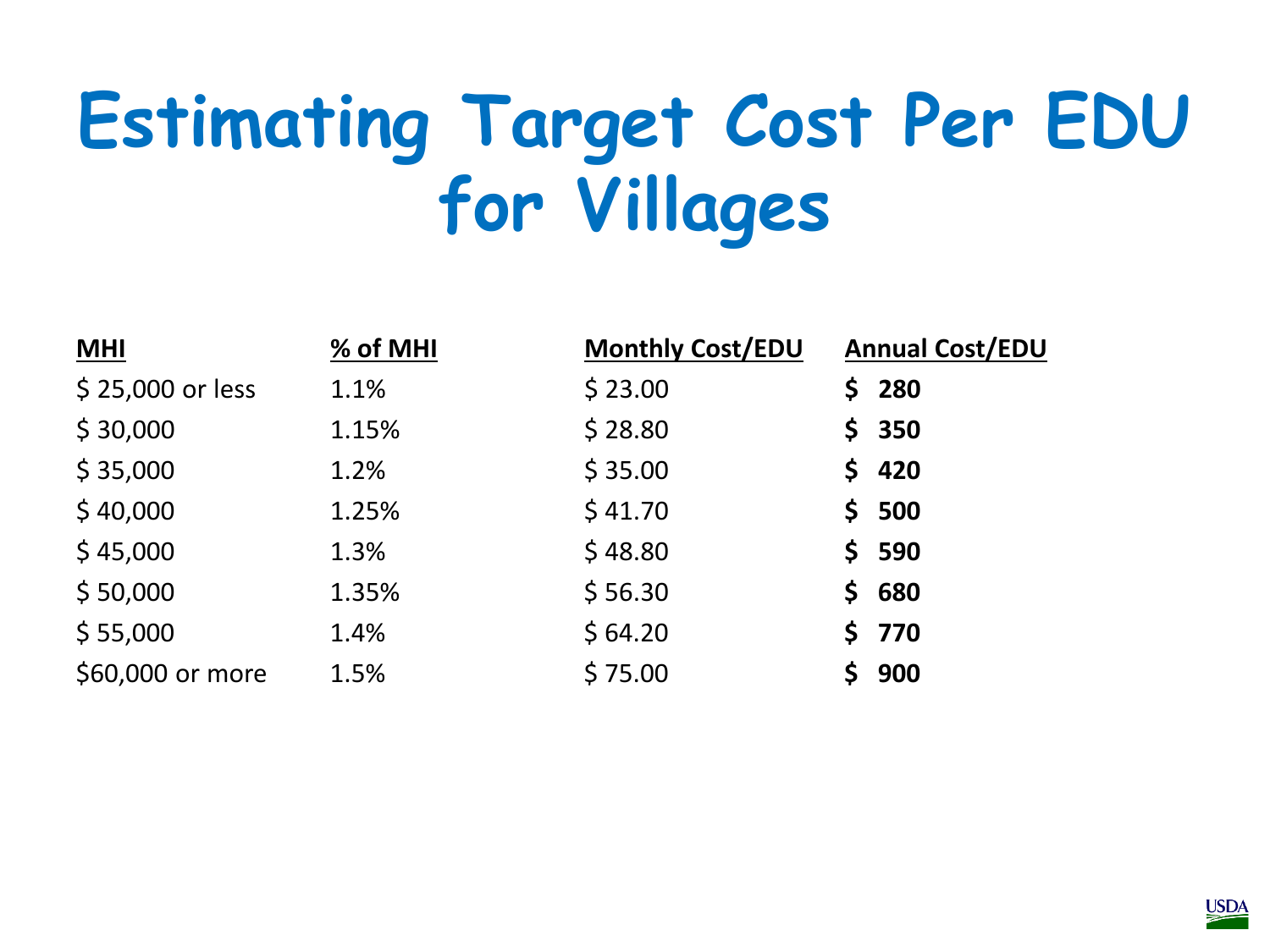# Estimating Target Cost Per EDU for Villages

| MHI | % of MHI | Monthly Cost/EDU | Annual Cost/EDU |
|---|---|---|---|
| $ 25,000 or less | 1.1% | $ 23.00 | **$ 280** |
| $ 30,000 | 1.15% | $ 28.80 | **$ 350** |
| $ 35,000 | 1.2% | $ 35.00 | **$ 420** |
| $ 40,000 | 1.25% | $ 41.70 | **$ 500** |
| $ 45,000 | 1.3% | $ 48.80 | **$ 590** |
| $ 50,000 | 1.35% | $ 56.30 | **$ 680** |
| $ 55,000 | 1.4% | $ 64.20 | **$ 770** |
| $60,000 or more | 1.5% | $ 75.00 | **$ 900** |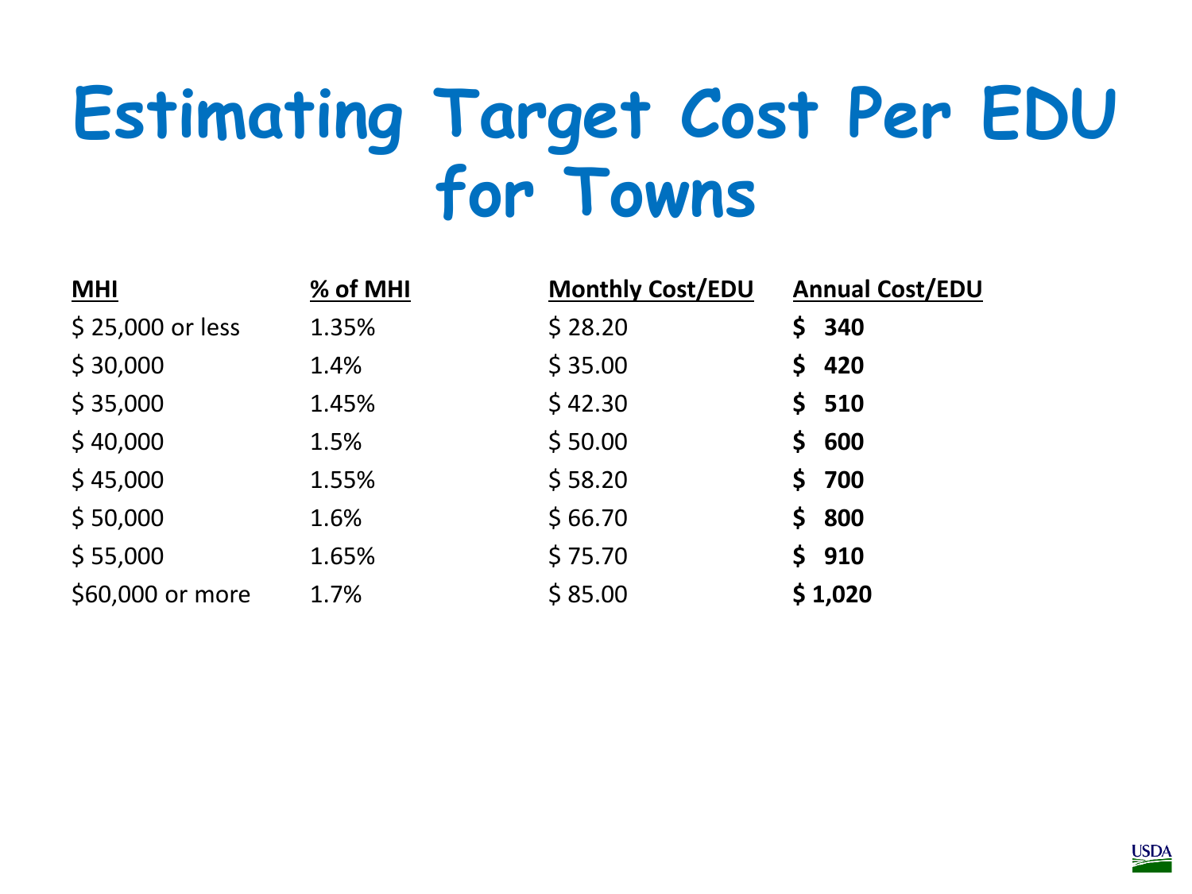# Estimating Target Cost Per EDU for Towns

| MHI | % of MHI | Monthly Cost/EDU | Annual Cost/EDU |
|---|---|---|---|
| $ 25,000 or less | 1.35% | $ 28.20 | **$ 340** |
| $ 30,000 | 1.4% | $ 35.00 | **$ 420** |
| $ 35,000 | 1.45% | $ 42.30 | **$ 510** |
| $ 40,000 | 1.5% | $ 50.00 | **$ 600** |
| $ 45,000 | 1.55% | $ 58.20 | **$ 700** |
| $ 50,000 | 1.6% | $ 66.70 | **$ 800** |
| $ 55,000 | 1.65% | $ 75.70 | **$ 910** |
| $60,000 or more | 1.7% | $ 85.00 | **$ 1,020** |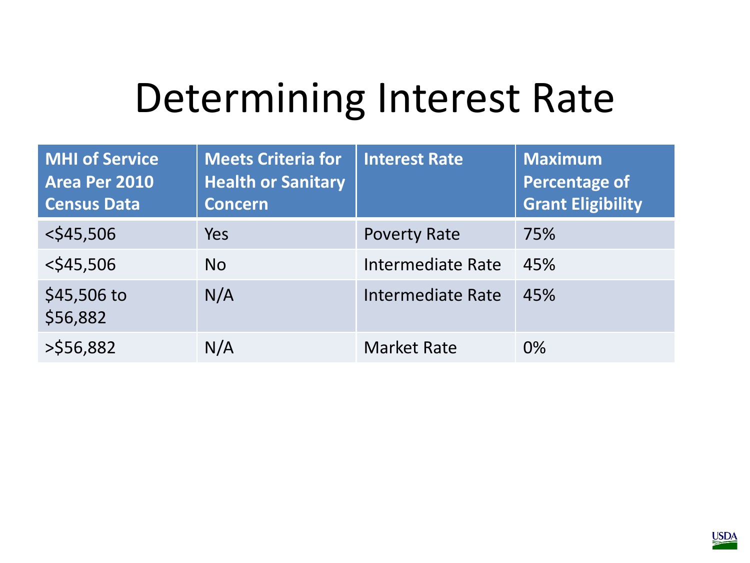# Determining Interest Rate

| MHI of Service Area Per 2010 Census Data | Meets Criteria for Health or Sanitary Concern | Interest Rate | Maximum Percentage of Grant Eligibility |
|---|---|---|---|
| <$45,506 | Yes | Poverty Rate | 75% |
| <$45,506 | No | Intermediate Rate | 45% |
| $45,506 to $56,882 | N/A | Intermediate Rate | 45% |
| >$56,882 | N/A | Market Rate | 0% |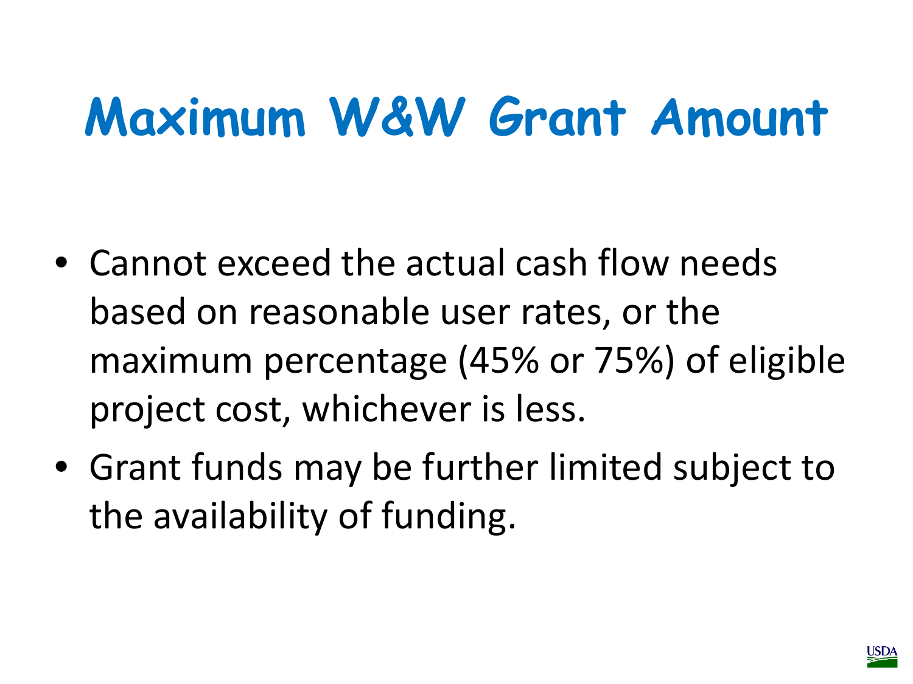# Maximum W&W Grant Amount

- Cannot exceed the actual cash flow needs based on reasonable user rates, or the maximum percentage (45% or 75%) of eligible project cost, whichever is less.
- Grant funds may be further limited subject to the availability of funding.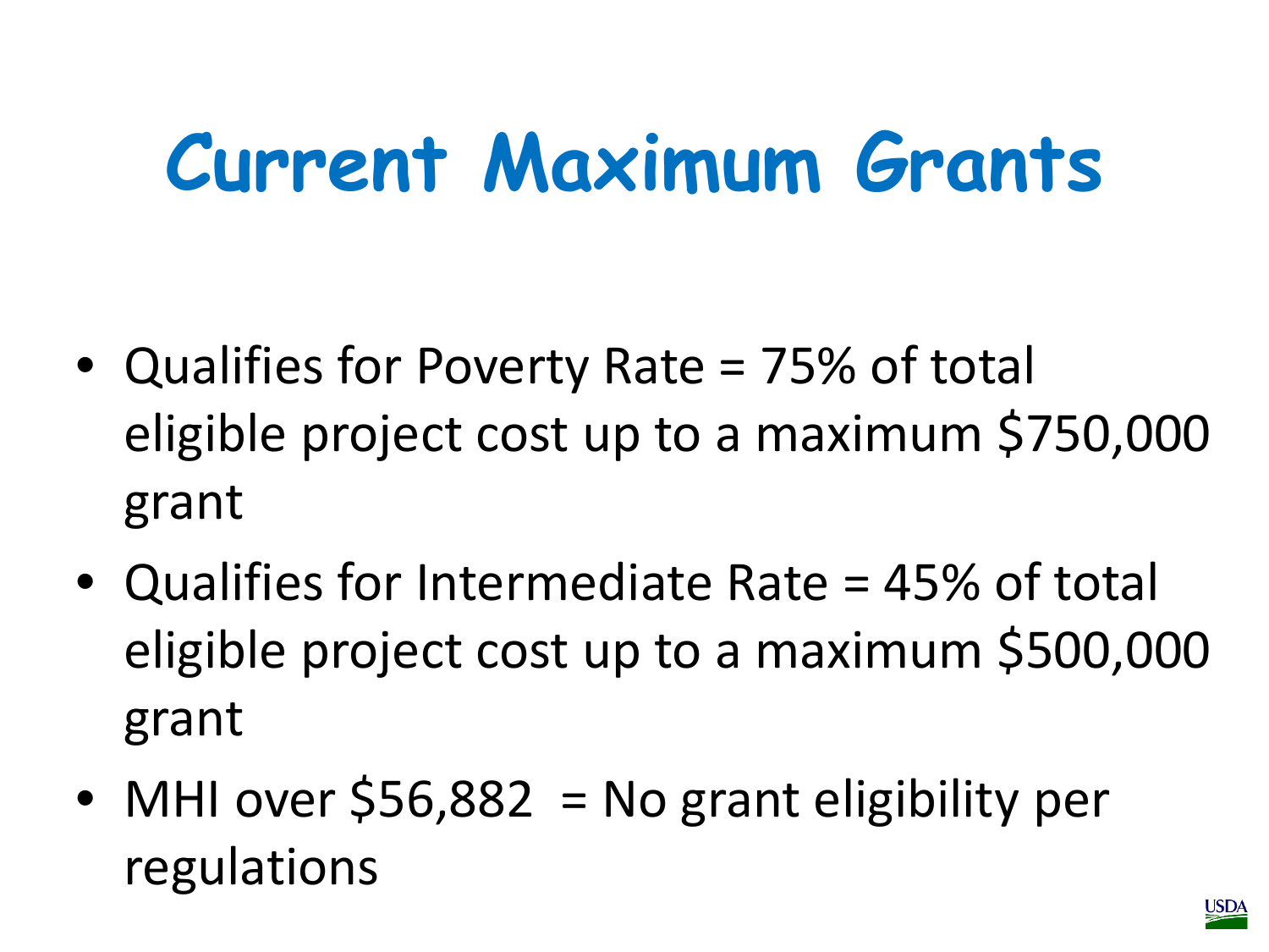# Current Maximum Grants

- Qualifies for Poverty Rate = 75% of total eligible project cost up to a maximum $750,000 grant
- Qualifies for Intermediate Rate = 45% of total eligible project cost up to a maximum $500,000 grant
- MHI over $56,882 = No grant eligibility per regulations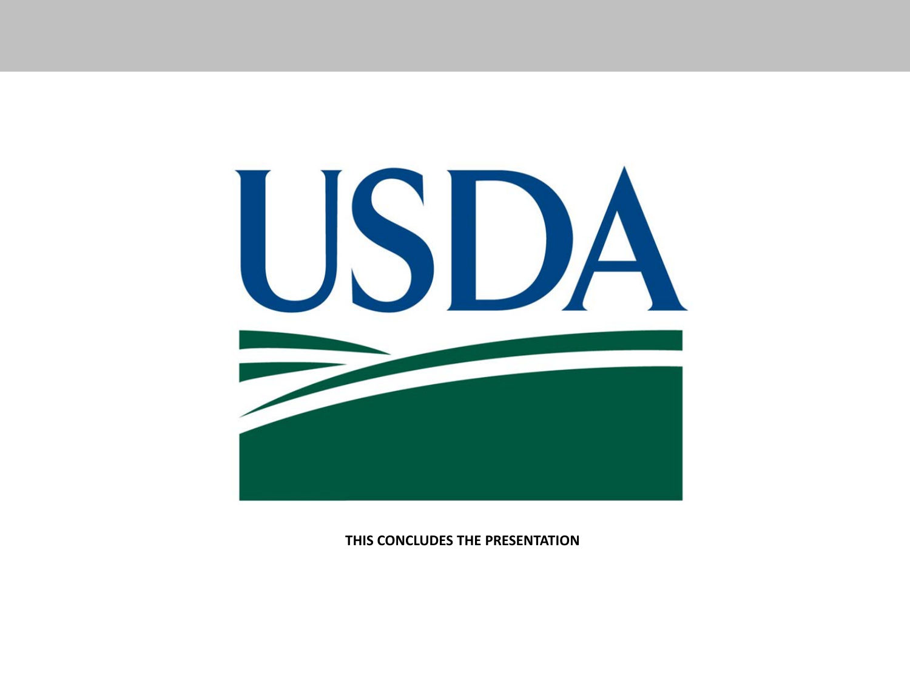USDA

**THIS CONCLUDES THE PRESENTATION**